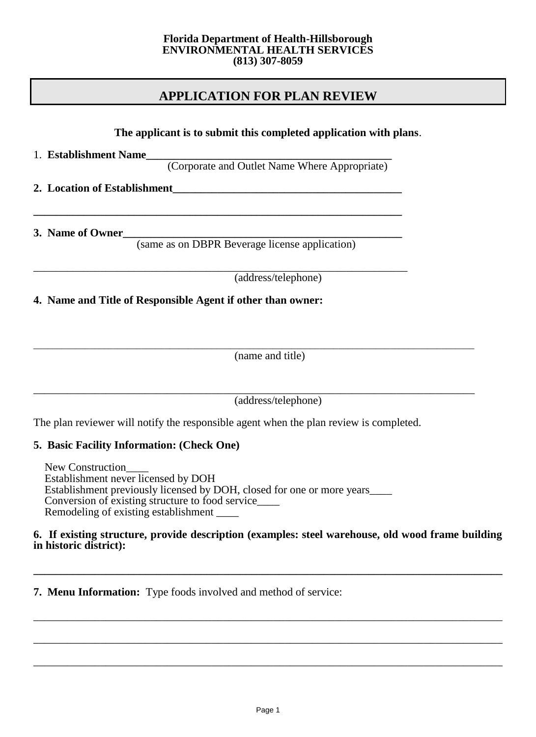**Florida Department of Health-Hillsborough**
**ENVIRONMENTAL HEALTH SERVICES**
**(813) 307-8059**

# APPLICATION FOR PLAN REVIEW

**The applicant is to submit this completed application with plans.**

1. **Establishment Name**_____________________________________________
(Corporate and Outlet Name Where Appropriate)

**2. Location of Establishment**__________________________________________

____________________________________________________________________

**3. Name of Owner**_________________________________________________
(same as on DBPR Beverage license application)

____________________________________________________________________
(address/telephone)

**4. Name and Title of Responsible Agent if other than owner:**

____________________________________________________________________
(name and title)

____________________________________________________________________
(address/telephone)

The plan reviewer will notify the responsible agent when the plan review is completed.

**5. Basic Facility Information: (Check One)**

New Construction____
Establishment never licensed by DOH
Establishment previously licensed by DOH, closed for one or more years____
Conversion of existing structure to food service____
Remodeling of existing establishment ____

**6. If existing structure, provide description (examples: steel warehouse, old wood frame building in historic district):**

____________________________________________________________________

**7. Menu Information:** Type foods involved and method of service:

____________________________________________________________________

____________________________________________________________________

____________________________________________________________________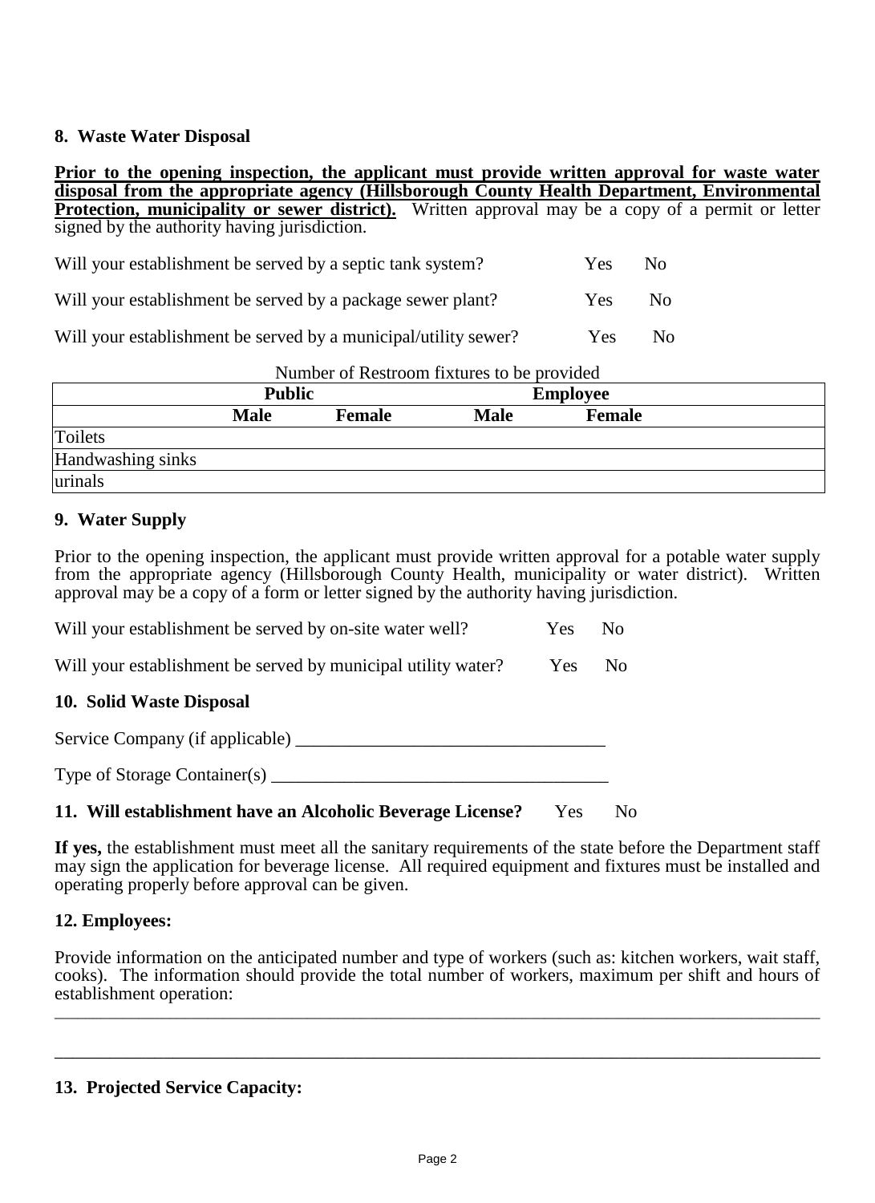## 8. Waste Water Disposal

**Prior to the opening inspection, the applicant must provide written approval for waste water disposal from the appropriate agency (Hillsborough County Health Department, Environmental Protection, municipality or sewer district).** Written approval may be a copy of a permit or letter signed by the authority having jurisdiction.

Will your establishment be served by a septic tank system? Yes No

Will your establishment be served by a package sewer plant? Yes No

Will your establishment be served by a municipal/utility sewer? Yes No

Number of Restroom fixtures to be provided

| | **Public** | | **Employee** | |
|---|---|---|---|---|
| | **Male** | **Female** | **Male** | **Female** |
| Toilets | | | | |
| Handwashing sinks | | | | |
| urinals | | | | |

## 9. Water Supply

Prior to the opening inspection, the applicant must provide written approval for a potable water supply from the appropriate agency (Hillsborough County Health, municipality or water district). Written approval may be a copy of a form or letter signed by the authority having jurisdiction.

Will your establishment be served by on-site water well? Yes No

Will your establishment be served by municipal utility water? Yes No

## 10. Solid Waste Disposal

Service Company (if applicable) ___________________________________

Type of Storage Container(s) ______________________________________

## 11. Will establishment have an Alcoholic Beverage License? Yes No

**If yes,** the establishment must meet all the sanitary requirements of the state before the Department staff may sign the application for beverage license. All required equipment and fixtures must be installed and operating properly before approval can be given.

## 12. Employees:

Provide information on the anticipated number and type of workers (such as: kitchen workers, wait staff, cooks). The information should provide the total number of workers, maximum per shift and hours of establishment operation:

_____________________________________________________________________________

_____________________________________________________________________________

## 13. Projected Service Capacity: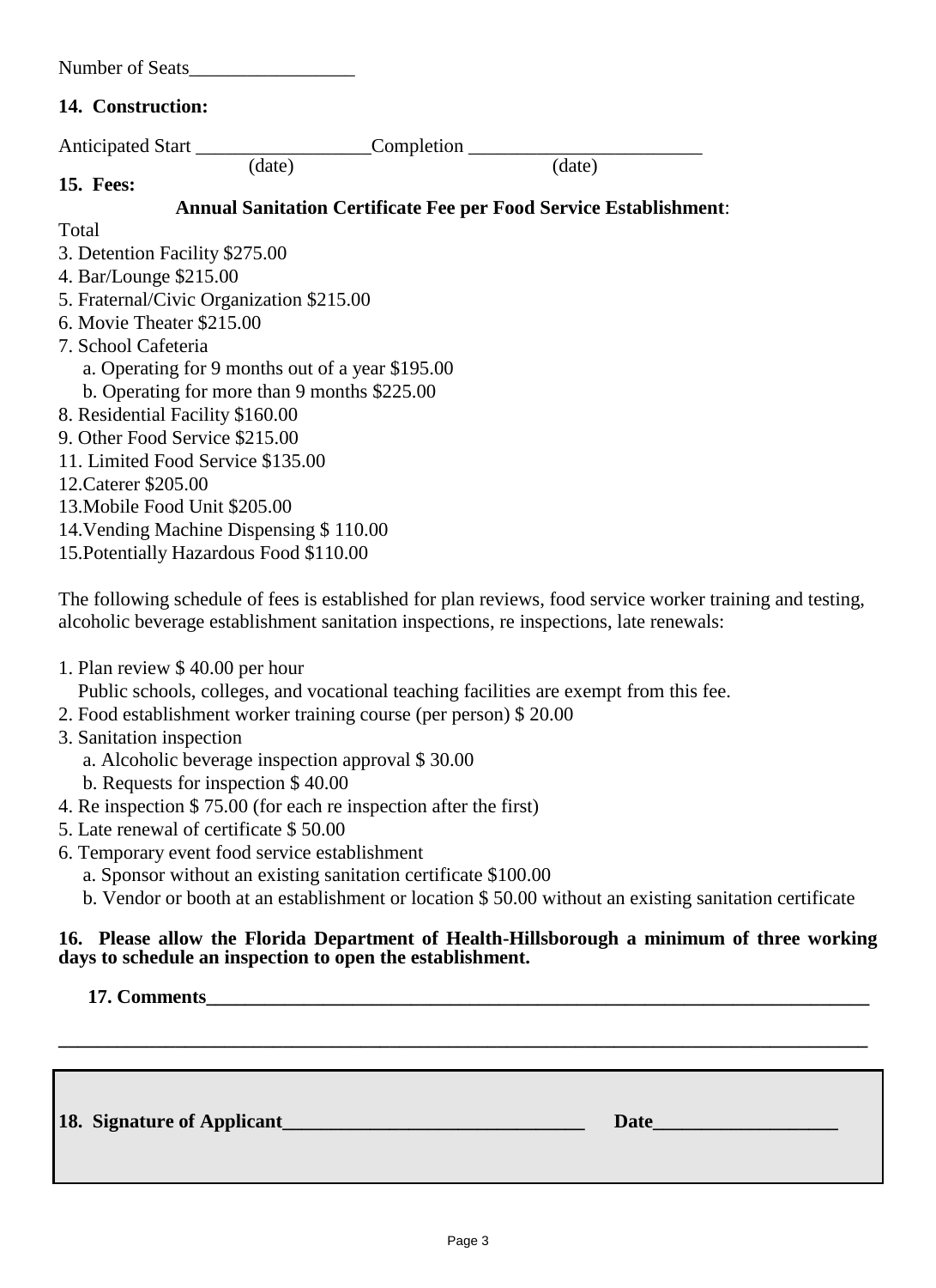Number of Seats_________________

**14. Construction:**

Anticipated Start __________________ (date) Completion ________________________ (date)

**15. Fees:**

**Annual Sanitation Certificate Fee per Food Service Establishment**:

Total

3. Detention Facility $275.00
4. Bar/Lounge $215.00
5. Fraternal/Civic Organization $215.00
6. Movie Theater $215.00
7. School Cafeteria
   a. Operating for 9 months out of a year $195.00
   b. Operating for more than 9 months $225.00
8. Residential Facility $160.00
9. Other Food Service $215.00
11. Limited Food Service $135.00
12. Caterer $205.00
13. Mobile Food Unit $205.00
14. Vending Machine Dispensing $ 110.00
15. Potentially Hazardous Food $110.00

The following schedule of fees is established for plan reviews, food service worker training and testing, alcoholic beverage establishment sanitation inspections, re inspections, late renewals:

1. Plan review $ 40.00 per hour
   Public schools, colleges, and vocational teaching facilities are exempt from this fee.
2. Food establishment worker training course (per person) $ 20.00
3. Sanitation inspection
   a. Alcoholic beverage inspection approval $ 30.00
   b. Requests for inspection $ 40.00
4. Re inspection $ 75.00 (for each re inspection after the first)
5. Late renewal of certificate $ 50.00
6. Temporary event food service establishment
   a. Sponsor without an existing sanitation certificate $100.00
   b. Vendor or booth at an establishment or location $ 50.00 without an existing sanitation certificate

**16. Please allow the Florida Department of Health-Hillsborough a minimum of three working days to schedule an inspection to open the establishment.**

**17. Comments**_______________________________________________________________________

_____________________________________________________________________________________

**18. Signature of Applicant**_______________________________ **Date**___________________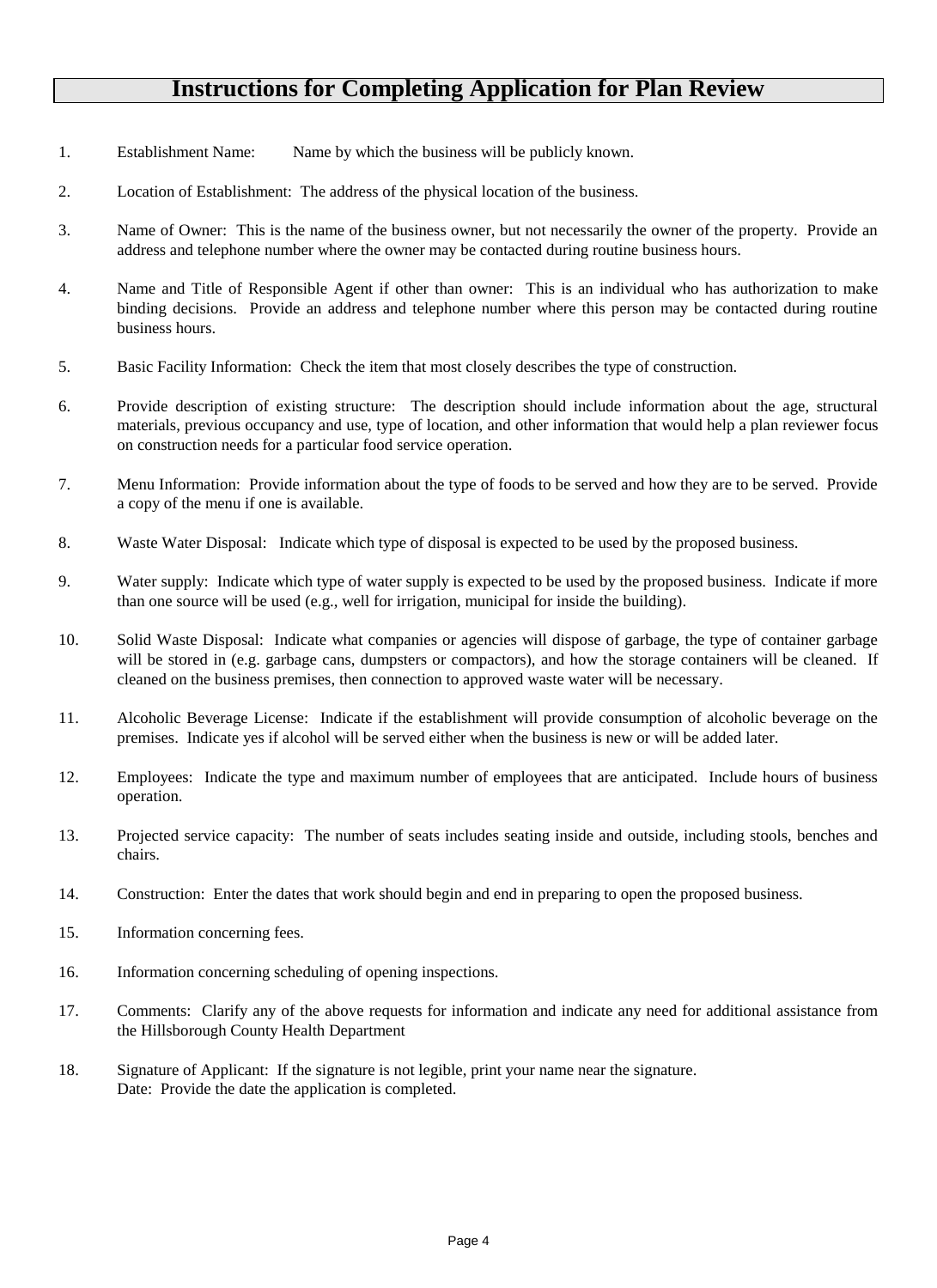# Instructions for Completing Application for Plan Review

1. Establishment Name: Name by which the business will be publicly known.

2. Location of Establishment: The address of the physical location of the business.

3. Name of Owner: This is the name of the business owner, but not necessarily the owner of the property. Provide an address and telephone number where the owner may be contacted during routine business hours.

4. Name and Title of Responsible Agent if other than owner: This is an individual who has authorization to make binding decisions. Provide an address and telephone number where this person may be contacted during routine business hours.

5. Basic Facility Information: Check the item that most closely describes the type of construction.

6. Provide description of existing structure: The description should include information about the age, structural materials, previous occupancy and use, type of location, and other information that would help a plan reviewer focus on construction needs for a particular food service operation.

7. Menu Information: Provide information about the type of foods to be served and how they are to be served. Provide a copy of the menu if one is available.

8. Waste Water Disposal: Indicate which type of disposal is expected to be used by the proposed business.

9. Water supply: Indicate which type of water supply is expected to be used by the proposed business. Indicate if more than one source will be used (e.g., well for irrigation, municipal for inside the building).

10. Solid Waste Disposal: Indicate what companies or agencies will dispose of garbage, the type of container garbage will be stored in (e.g. garbage cans, dumpsters or compactors), and how the storage containers will be cleaned. If cleaned on the business premises, then connection to approved waste water will be necessary.

11. Alcoholic Beverage License: Indicate if the establishment will provide consumption of alcoholic beverage on the premises. Indicate yes if alcohol will be served either when the business is new or will be added later.

12. Employees: Indicate the type and maximum number of employees that are anticipated. Include hours of business operation.

13. Projected service capacity: The number of seats includes seating inside and outside, including stools, benches and chairs.

14. Construction: Enter the dates that work should begin and end in preparing to open the proposed business.

15. Information concerning fees.

16. Information concerning scheduling of opening inspections.

17. Comments: Clarify any of the above requests for information and indicate any need for additional assistance from the Hillsborough County Health Department

18. Signature of Applicant: If the signature is not legible, print your name near the signature.
    Date: Provide the date the application is completed.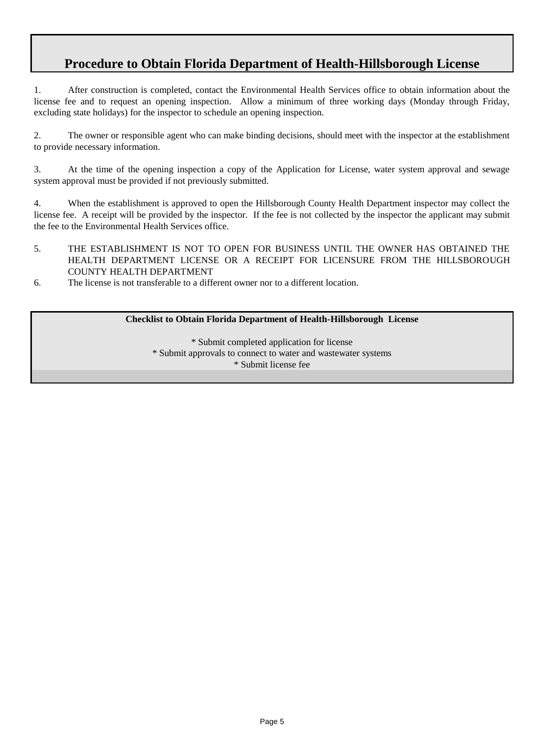# Procedure to Obtain Florida Department of Health-Hillsborough License

1. After construction is completed, contact the Environmental Health Services office to obtain information about the license fee and to request an opening inspection. Allow a minimum of three working days (Monday through Friday, excluding state holidays) for the inspector to schedule an opening inspection.

2. The owner or responsible agent who can make binding decisions, should meet with the inspector at the establishment to provide necessary information.

3. At the time of the opening inspection a copy of the Application for License, water system approval and sewage system approval must be provided if not previously submitted.

4. When the establishment is approved to open the Hillsborough County Health Department inspector may collect the license fee. A receipt will be provided by the inspector. If the fee is not collected by the inspector the applicant may submit the fee to the Environmental Health Services office.

5. THE ESTABLISHMENT IS NOT TO OPEN FOR BUSINESS UNTIL THE OWNER HAS OBTAINED THE HEALTH DEPARTMENT LICENSE OR A RECEIPT FOR LICENSURE FROM THE HILLSBOROUGH COUNTY HEALTH DEPARTMENT

6. The license is not transferable to a different owner nor to a different location.

**Checklist to Obtain Florida Department of Health-Hillsborough License**

* Submit completed application for license
* Submit approvals to connect to water and wastewater systems
* Submit license fee